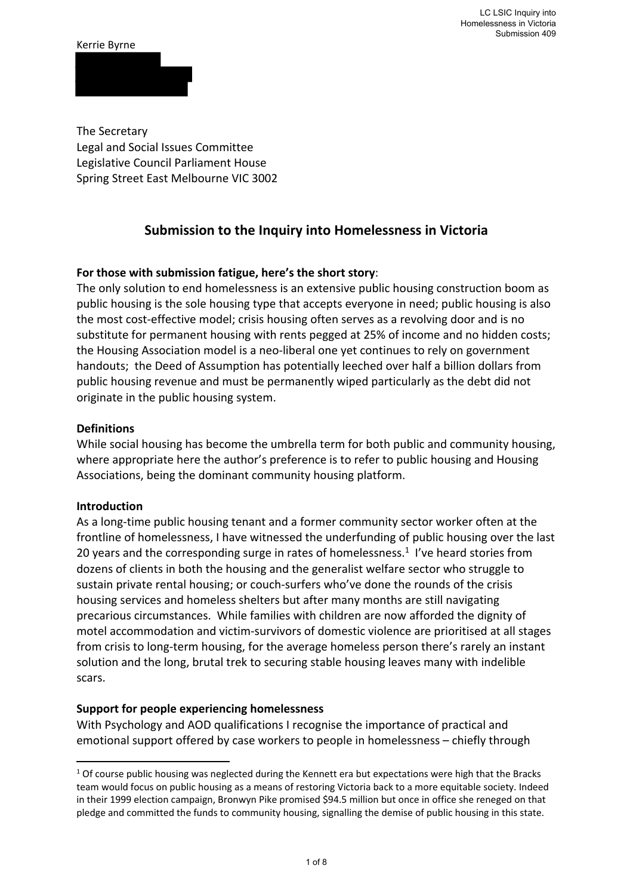Kerrie Byrne

The Secretary
Legal and Social Issues Committee
Legislative Council Parliament House
Spring Street East Melbourne VIC 3002

## Submission to the Inquiry into Homelessness in Victoria

**For those with submission fatigue, here's the short story**:
The only solution to end homelessness is an extensive public housing construction boom as public housing is the sole housing type that accepts everyone in need; public housing is also the most cost-effective model; crisis housing often serves as a revolving door and is no substitute for permanent housing with rents pegged at 25% of income and no hidden costs; the Housing Association model is a neo-liberal one yet continues to rely on government handouts; the Deed of Assumption has potentially leeched over half a billion dollars from public housing revenue and must be permanently wiped particularly as the debt did not originate in the public housing system.

**Definitions**
While social housing has become the umbrella term for both public and community housing, where appropriate here the author's preference is to refer to public housing and Housing Associations, being the dominant community housing platform.

**Introduction**
As a long-time public housing tenant and a former community sector worker often at the frontline of homelessness, I have witnessed the underfunding of public housing over the last 20 years and the corresponding surge in rates of homelessness.[1] I've heard stories from dozens of clients in both the housing and the generalist welfare sector who struggle to sustain private rental housing; or couch-surfers who've done the rounds of the crisis housing services and homeless shelters but after many months are still navigating precarious circumstances. While families with children are now afforded the dignity of motel accommodation and victim-survivors of domestic violence are prioritised at all stages from crisis to long-term housing, for the average homeless person there's rarely an instant solution and the long, brutal trek to securing stable housing leaves many with indelible scars.

**Support for people experiencing homelessness**
With Psychology and AOD qualifications I recognise the importance of practical and emotional support offered by case workers to people in homelessness – chiefly through

[1] Of course public housing was neglected during the Kennett era but expectations were high that the Bracks team would focus on public housing as a means of restoring Victoria back to a more equitable society. Indeed in their 1999 election campaign, Bronwyn Pike promised $94.5 million but once in office she reneged on that pledge and committed the funds to community housing, signalling the demise of public housing in this state.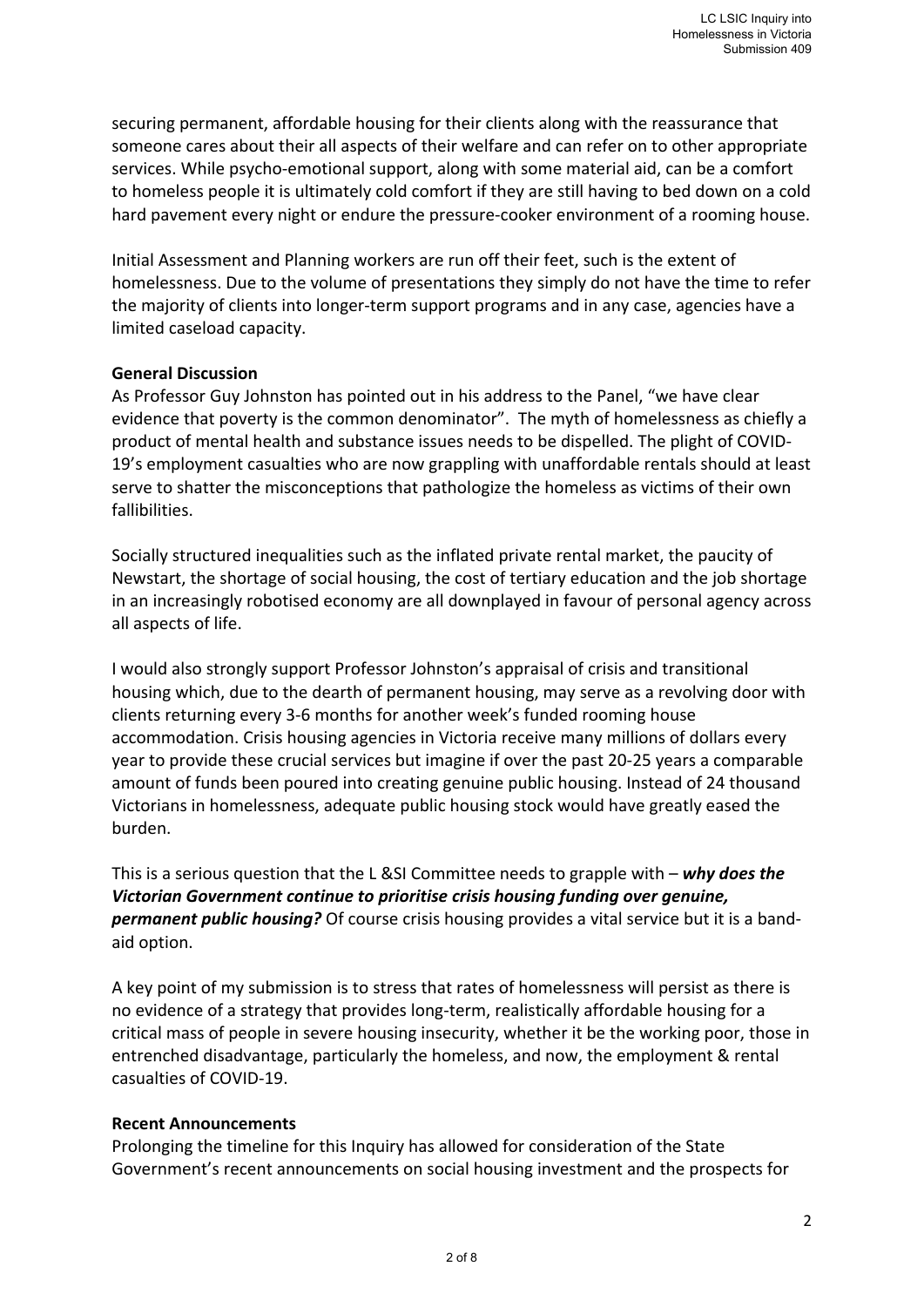securing permanent, affordable housing for their clients along with the reassurance that someone cares about their all aspects of their welfare and can refer on to other appropriate services. While psycho-emotional support, along with some material aid, can be a comfort to homeless people it is ultimately cold comfort if they are still having to bed down on a cold hard pavement every night or endure the pressure-cooker environment of a rooming house.

Initial Assessment and Planning workers are run off their feet, such is the extent of homelessness. Due to the volume of presentations they simply do not have the time to refer the majority of clients into longer-term support programs and in any case, agencies have a limited caseload capacity.

**General Discussion**

As Professor Guy Johnston has pointed out in his address to the Panel, "we have clear evidence that poverty is the common denominator". The myth of homelessness as chiefly a product of mental health and substance issues needs to be dispelled. The plight of COVID-19's employment casualties who are now grappling with unaffordable rentals should at least serve to shatter the misconceptions that pathologize the homeless as victims of their own fallibilities.

Socially structured inequalities such as the inflated private rental market, the paucity of Newstart, the shortage of social housing, the cost of tertiary education and the job shortage in an increasingly robotised economy are all downplayed in favour of personal agency across all aspects of life.

I would also strongly support Professor Johnston's appraisal of crisis and transitional housing which, due to the dearth of permanent housing, may serve as a revolving door with clients returning every 3-6 months for another week's funded rooming house accommodation. Crisis housing agencies in Victoria receive many millions of dollars every year to provide these crucial services but imagine if over the past 20-25 years a comparable amount of funds been poured into creating genuine public housing. Instead of 24 thousand Victorians in homelessness, adequate public housing stock would have greatly eased the burden.

This is a serious question that the L &SI Committee needs to grapple with – ***why does the Victorian Government continue to prioritise crisis housing funding over genuine, permanent public housing?*** Of course crisis housing provides a vital service but it is a band-aid option.

A key point of my submission is to stress that rates of homelessness will persist as there is no evidence of a strategy that provides long-term, realistically affordable housing for a critical mass of people in severe housing insecurity, whether it be the working poor, those in entrenched disadvantage, particularly the homeless, and now, the employment & rental casualties of COVID-19.

**Recent Announcements**

Prolonging the timeline for this Inquiry has allowed for consideration of the State Government's recent announcements on social housing investment and the prospects for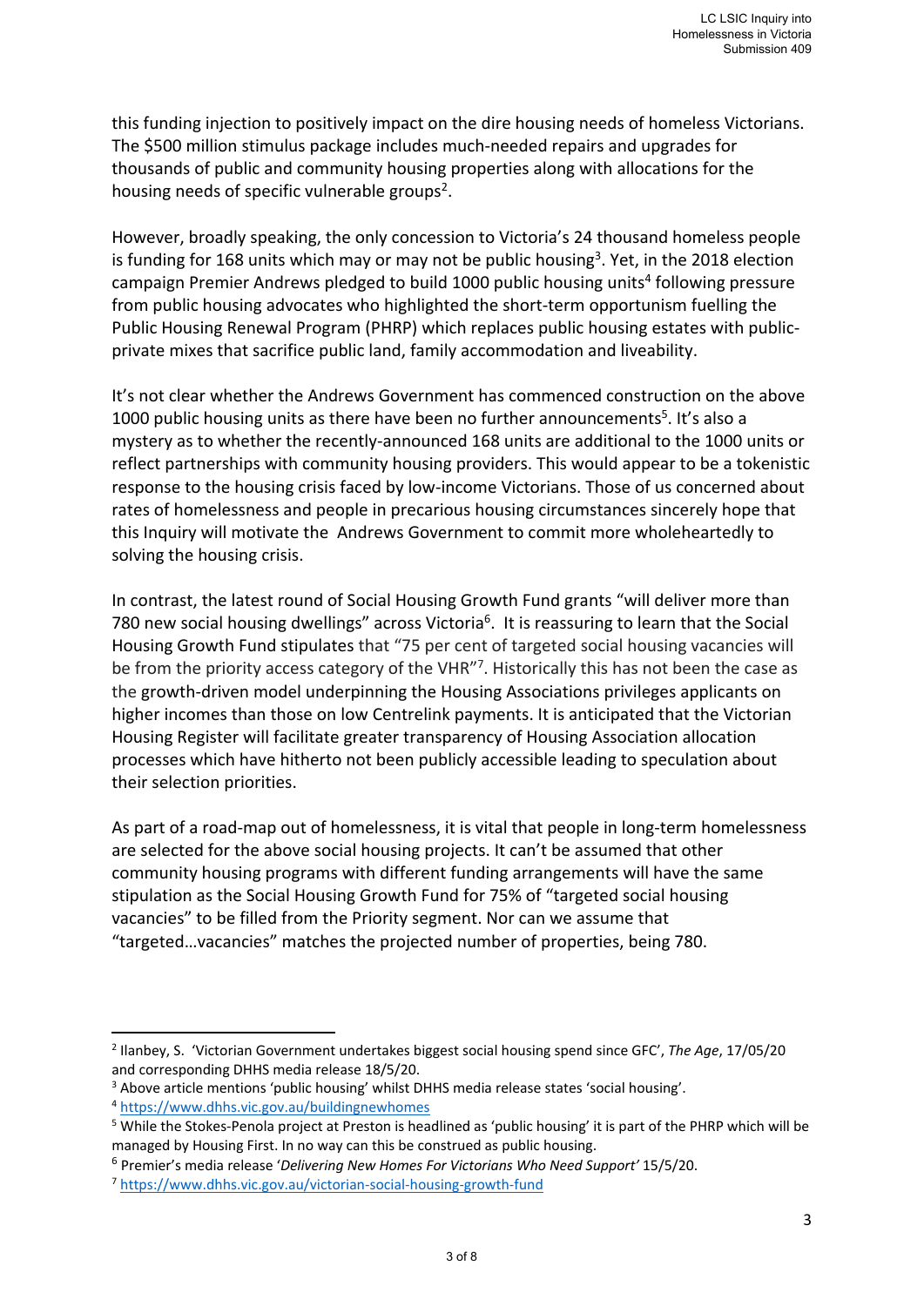this funding injection to positively impact on the dire housing needs of homeless Victorians. The $500 million stimulus package includes much-needed repairs and upgrades for thousands of public and community housing properties along with allocations for the housing needs of specific vulnerable groups[2].

However, broadly speaking, the only concession to Victoria's 24 thousand homeless people is funding for 168 units which may or may not be public housing[3]. Yet, in the 2018 election campaign Premier Andrews pledged to build 1000 public housing units[4] following pressure from public housing advocates who highlighted the short-term opportunism fuelling the Public Housing Renewal Program (PHRP) which replaces public housing estates with public-private mixes that sacrifice public land, family accommodation and liveability.

It's not clear whether the Andrews Government has commenced construction on the above 1000 public housing units as there have been no further announcements[5]. It's also a mystery as to whether the recently-announced 168 units are additional to the 1000 units or reflect partnerships with community housing providers. This would appear to be a tokenistic response to the housing crisis faced by low-income Victorians. Those of us concerned about rates of homelessness and people in precarious housing circumstances sincerely hope that this Inquiry will motivate the Andrews Government to commit more wholeheartedly to solving the housing crisis.

In contrast, the latest round of Social Housing Growth Fund grants "will deliver more than 780 new social housing dwellings" across Victoria[6]. It is reassuring to learn that the Social Housing Growth Fund stipulates that "75 per cent of targeted social housing vacancies will be from the priority access category of the VHR"[7]. Historically this has not been the case as the growth-driven model underpinning the Housing Associations privileges applicants on higher incomes than those on low Centrelink payments. It is anticipated that the Victorian Housing Register will facilitate greater transparency of Housing Association allocation processes which have hitherto not been publicly accessible leading to speculation about their selection priorities.

As part of a road-map out of homelessness, it is vital that people in long-term homelessness are selected for the above social housing projects. It can't be assumed that other community housing programs with different funding arrangements will have the same stipulation as the Social Housing Growth Fund for 75% of "targeted social housing vacancies" to be filled from the Priority segment. Nor can we assume that "targeted…vacancies" matches the projected number of properties, being 780.

---

[2] Ilanbey, S. 'Victorian Government undertakes biggest social housing spend since GFC', *The Age*, 17/05/20 and corresponding DHHS media release 18/5/20.

[3] Above article mentions 'public housing' whilst DHHS media release states 'social housing'.

[4] https://www.dhhs.vic.gov.au/buildingnewhomes

[5] While the Stokes-Penola project at Preston is headlined as 'public housing' it is part of the PHRP which will be managed by Housing First. In no way can this be construed as public housing.

[6] Premier's media release '*Delivering New Homes For Victorians Who Need Support'* 15/5/20.

[7] https://www.dhhs.vic.gov.au/victorian-social-housing-growth-fund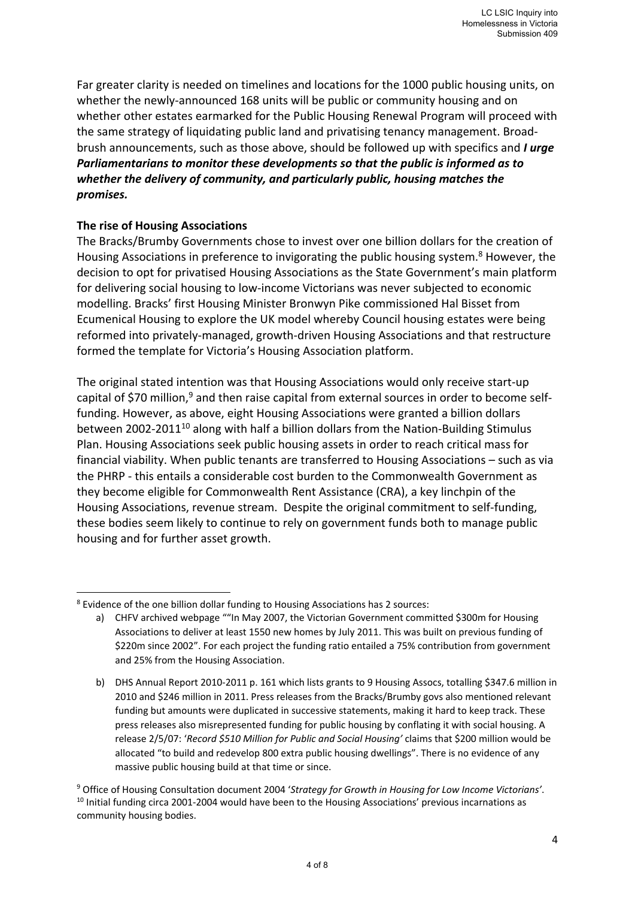Far greater clarity is needed on timelines and locations for the 1000 public housing units, on whether the newly-announced 168 units will be public or community housing and on whether other estates earmarked for the Public Housing Renewal Program will proceed with the same strategy of liquidating public land and privatising tenancy management. Broad-brush announcements, such as those above, should be followed up with specifics and ***I urge Parliamentarians to monitor these developments so that the public is informed as to whether the delivery of community, and particularly public, housing matches the promises.***

**The rise of Housing Associations**

The Bracks/Brumby Governments chose to invest over one billion dollars for the creation of Housing Associations in preference to invigorating the public housing system.[8] However, the decision to opt for privatised Housing Associations as the State Government's main platform for delivering social housing to low-income Victorians was never subjected to economic modelling. Bracks' first Housing Minister Bronwyn Pike commissioned Hal Bisset from Ecumenical Housing to explore the UK model whereby Council housing estates were being reformed into privately-managed, growth-driven Housing Associations and that restructure formed the template for Victoria's Housing Association platform.

The original stated intention was that Housing Associations would only receive start-up capital of $70 million,[9] and then raise capital from external sources in order to become self-funding. However, as above, eight Housing Associations were granted a billion dollars between 2002-2011[10] along with half a billion dollars from the Nation-Building Stimulus Plan. Housing Associations seek public housing assets in order to reach critical mass for financial viability. When public tenants are transferred to Housing Associations – such as via the PHRP - this entails a considerable cost burden to the Commonwealth Government as they become eligible for Commonwealth Rent Assistance (CRA), a key linchpin of the Housing Associations, revenue stream. Despite the original commitment to self-funding, these bodies seem likely to continue to rely on government funds both to manage public housing and for further asset growth.

---

[8] Evidence of the one billion dollar funding to Housing Associations has 2 sources:

a) CHFV archived webpage ""In May 2007, the Victorian Government committed $300m for Housing Associations to deliver at least 1550 new homes by July 2011. This was built on previous funding of $220m since 2002". For each project the funding ratio entailed a 75% contribution from government and 25% from the Housing Association.

b) DHS Annual Report 2010-2011 p. 161 which lists grants to 9 Housing Assocs, totalling $347.6 million in 2010 and $246 million in 2011. Press releases from the Bracks/Brumby govs also mentioned relevant funding but amounts were duplicated in successive statements, making it hard to keep track. These press releases also misrepresented funding for public housing by conflating it with social housing. A release 2/5/07: '*Record $510 Million for Public and Social Housing*' claims that $200 million would be allocated "to build and redevelop 800 extra public housing dwellings". There is no evidence of any massive public housing build at that time or since.

[9] Office of Housing Consultation document 2004 '*Strategy for Growth in Housing for Low Income Victorians*'.

[10] Initial funding circa 2001-2004 would have been to the Housing Associations' previous incarnations as community housing bodies.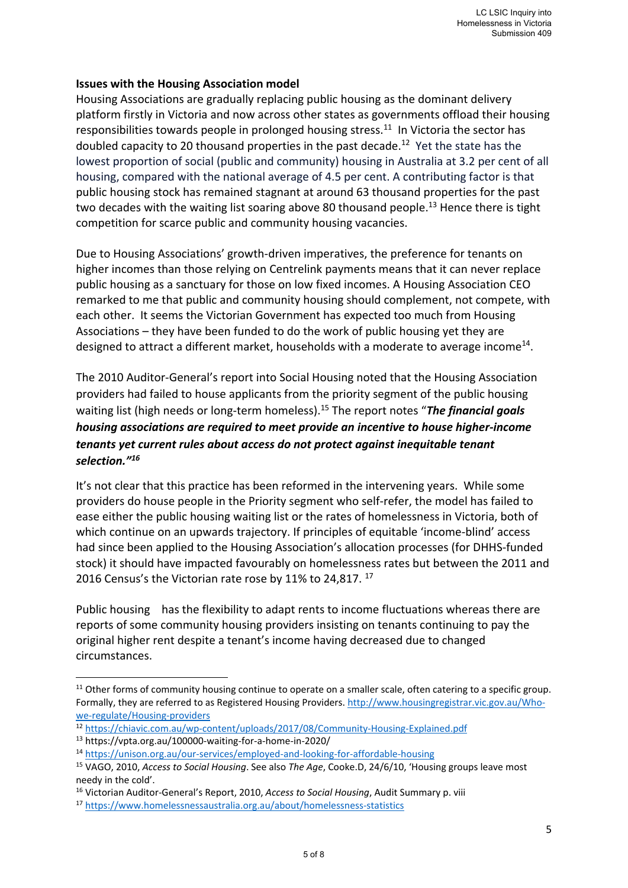**Issues with the Housing Association model**

Housing Associations are gradually replacing public housing as the dominant delivery platform firstly in Victoria and now across other states as governments offload their housing responsibilities towards people in prolonged housing stress.[11] In Victoria the sector has doubled capacity to 20 thousand properties in the past decade.[12] Yet the state has the lowest proportion of social (public and community) housing in Australia at 3.2 per cent of all housing, compared with the national average of 4.5 per cent. A contributing factor is that public housing stock has remained stagnant at around 63 thousand properties for the past two decades with the waiting list soaring above 80 thousand people.[13] Hence there is tight competition for scarce public and community housing vacancies.

Due to Housing Associations' growth-driven imperatives, the preference for tenants on higher incomes than those relying on Centrelink payments means that it can never replace public housing as a sanctuary for those on low fixed incomes. A Housing Association CEO remarked to me that public and community housing should complement, not compete, with each other. It seems the Victorian Government has expected too much from Housing Associations – they have been funded to do the work of public housing yet they are designed to attract a different market, households with a moderate to average income[14].

The 2010 Auditor-General's report into Social Housing noted that the Housing Association providers had failed to house applicants from the priority segment of the public housing waiting list (high needs or long-term homeless).[15] The report notes "***The financial goals housing associations are required to meet provide an incentive to house higher-income tenants yet current rules about access do not protect against inequitable tenant selection."***[16]

It's not clear that this practice has been reformed in the intervening years. While some providers do house people in the Priority segment who self-refer, the model has failed to ease either the public housing waiting list or the rates of homelessness in Victoria, both of which continue on an upwards trajectory. If principles of equitable 'income-blind' access had since been applied to the Housing Association's allocation processes (for DHHS-funded stock) it should have impacted favourably on homelessness rates but between the 2011 and 2016 Census's the Victorian rate rose by 11% to 24,817. [17]

Public housing has the flexibility to adapt rents to income fluctuations whereas there are reports of some community housing providers insisting on tenants continuing to pay the original higher rent despite a tenant's income having decreased due to changed circumstances.

---

[11] Other forms of community housing continue to operate on a smaller scale, often catering to a specific group. Formally, they are referred to as Registered Housing Providers. http://www.housingregistrar.vic.gov.au/Who-we-regulate/Housing-providers

[12] https://chiavic.com.au/wp-content/uploads/2017/08/Community-Housing-Explained.pdf

[13] https://vpta.org.au/100000-waiting-for-a-home-in-2020/

[14] https://unison.org.au/our-services/employed-and-looking-for-affordable-housing

[15] VAGO, 2010, *Access to Social Housing*. See also *The Age*, Cooke.D, 24/6/10, 'Housing groups leave most needy in the cold'.

[16] Victorian Auditor-General's Report, 2010, *Access to Social Housing*, Audit Summary p. viii

[17] https://www.homelessnessaustralia.org.au/about/homelessness-statistics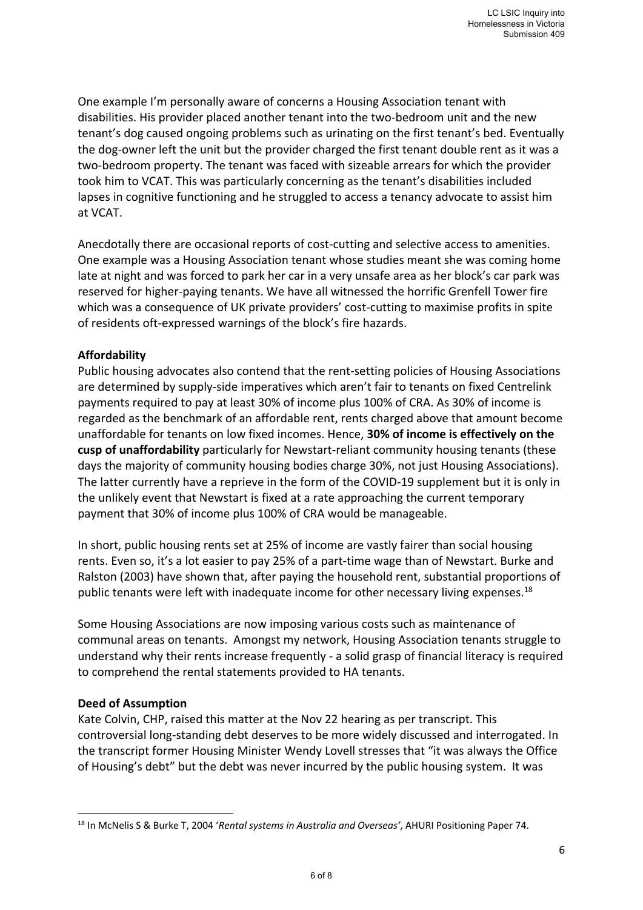One example I'm personally aware of concerns a Housing Association tenant with disabilities. His provider placed another tenant into the two-bedroom unit and the new tenant's dog caused ongoing problems such as urinating on the first tenant's bed. Eventually the dog-owner left the unit but the provider charged the first tenant double rent as it was a two-bedroom property. The tenant was faced with sizeable arrears for which the provider took him to VCAT. This was particularly concerning as the tenant's disabilities included lapses in cognitive functioning and he struggled to access a tenancy advocate to assist him at VCAT.

Anecdotally there are occasional reports of cost-cutting and selective access to amenities. One example was a Housing Association tenant whose studies meant she was coming home late at night and was forced to park her car in a very unsafe area as her block's car park was reserved for higher-paying tenants. We have all witnessed the horrific Grenfell Tower fire which was a consequence of UK private providers' cost-cutting to maximise profits in spite of residents oft-expressed warnings of the block's fire hazards.

**Affordability**

Public housing advocates also contend that the rent-setting policies of Housing Associations are determined by supply-side imperatives which aren't fair to tenants on fixed Centrelink payments required to pay at least 30% of income plus 100% of CRA. As 30% of income is regarded as the benchmark of an affordable rent, rents charged above that amount become unaffordable for tenants on low fixed incomes. Hence, **30% of income is effectively on the cusp of unaffordability** particularly for Newstart-reliant community housing tenants (these days the majority of community housing bodies charge 30%, not just Housing Associations). The latter currently have a reprieve in the form of the COVID-19 supplement but it is only in the unlikely event that Newstart is fixed at a rate approaching the current temporary payment that 30% of income plus 100% of CRA would be manageable.

In short, public housing rents set at 25% of income are vastly fairer than social housing rents. Even so, it's a lot easier to pay 25% of a part-time wage than of Newstart. Burke and Ralston (2003) have shown that, after paying the household rent, substantial proportions of public tenants were left with inadequate income for other necessary living expenses.[18]

Some Housing Associations are now imposing various costs such as maintenance of communal areas on tenants. Amongst my network, Housing Association tenants struggle to understand why their rents increase frequently - a solid grasp of financial literacy is required to comprehend the rental statements provided to HA tenants.

**Deed of Assumption**

Kate Colvin, CHP, raised this matter at the Nov 22 hearing as per transcript. This controversial long-standing debt deserves to be more widely discussed and interrogated. In the transcript former Housing Minister Wendy Lovell stresses that "it was always the Office of Housing's debt" but the debt was never incurred by the public housing system. It was

[18] In McNelis S & Burke T, 2004 '*Rental systems in Australia and Overseas*', AHURI Positioning Paper 74.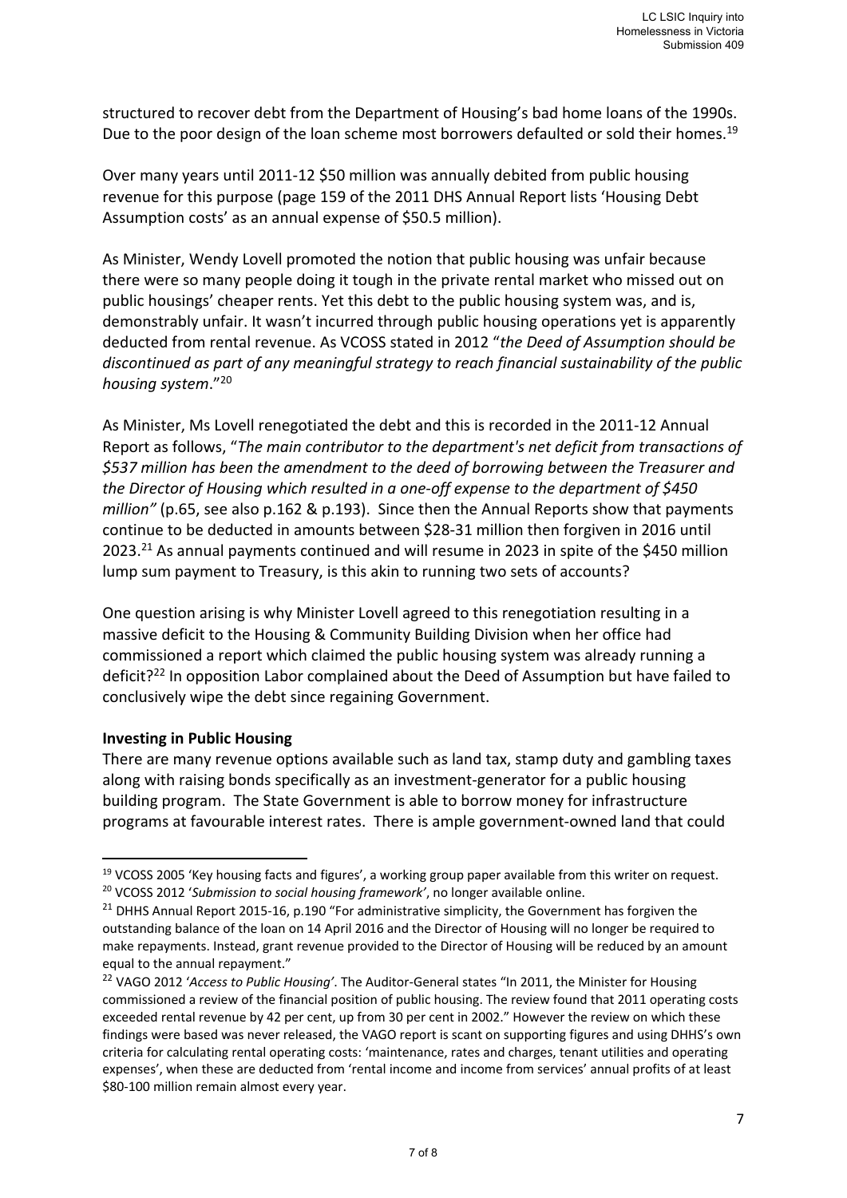structured to recover debt from the Department of Housing's bad home loans of the 1990s. Due to the poor design of the loan scheme most borrowers defaulted or sold their homes.[19]

Over many years until 2011-12 $50 million was annually debited from public housing revenue for this purpose (page 159 of the 2011 DHS Annual Report lists 'Housing Debt Assumption costs' as an annual expense of $50.5 million).

As Minister, Wendy Lovell promoted the notion that public housing was unfair because there were so many people doing it tough in the private rental market who missed out on public housings' cheaper rents. Yet this debt to the public housing system was, and is, demonstrably unfair. It wasn't incurred through public housing operations yet is apparently deducted from rental revenue. As VCOSS stated in 2012 "*the Deed of Assumption should be discontinued as part of any meaningful strategy to reach financial sustainability of the public housing system*."[20]

As Minister, Ms Lovell renegotiated the debt and this is recorded in the 2011-12 Annual Report as follows, "*The main contributor to the department's net deficit from transactions of $537 million has been the amendment to the deed of borrowing between the Treasurer and the Director of Housing which resulted in a one-off expense to the department of $450 million"* (p.65, see also p.162 & p.193). Since then the Annual Reports show that payments continue to be deducted in amounts between $28-31 million then forgiven in 2016 until 2023.[21] As annual payments continued and will resume in 2023 in spite of the $450 million lump sum payment to Treasury, is this akin to running two sets of accounts?

One question arising is why Minister Lovell agreed to this renegotiation resulting in a massive deficit to the Housing & Community Building Division when her office had commissioned a report which claimed the public housing system was already running a deficit?[22] In opposition Labor complained about the Deed of Assumption but have failed to conclusively wipe the debt since regaining Government.

**Investing in Public Housing**

There are many revenue options available such as land tax, stamp duty and gambling taxes along with raising bonds specifically as an investment-generator for a public housing building program. The State Government is able to borrow money for infrastructure programs at favourable interest rates. There is ample government-owned land that could

---

[19] VCOSS 2005 'Key housing facts and figures', a working group paper available from this writer on request.

[20] VCOSS 2012 '*Submission to social housing framework'*, no longer available online.

[21] DHHS Annual Report 2015-16, p.190 "For administrative simplicity, the Government has forgiven the outstanding balance of the loan on 14 April 2016 and the Director of Housing will no longer be required to make repayments. Instead, grant revenue provided to the Director of Housing will be reduced by an amount equal to the annual repayment."

[22] VAGO 2012 '*Access to Public Housing'*. The Auditor-General states "In 2011, the Minister for Housing commissioned a review of the financial position of public housing. The review found that 2011 operating costs exceeded rental revenue by 42 per cent, up from 30 per cent in 2002." However the review on which these findings were based was never released, the VAGO report is scant on supporting figures and using DHHS's own criteria for calculating rental operating costs: 'maintenance, rates and charges, tenant utilities and operating expenses', when these are deducted from 'rental income and income from services' annual profits of at least $80-100 million remain almost every year.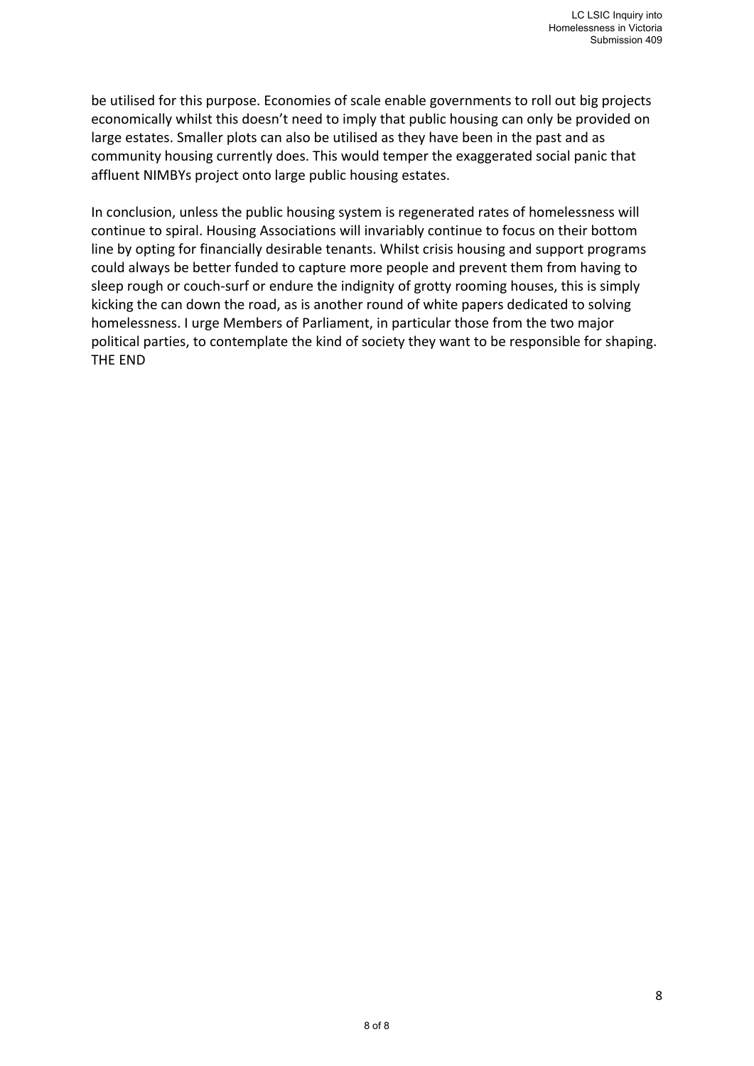be utilised for this purpose. Economies of scale enable governments to roll out big projects economically whilst this doesn't need to imply that public housing can only be provided on large estates. Smaller plots can also be utilised as they have been in the past and as community housing currently does. This would temper the exaggerated social panic that affluent NIMBYs project onto large public housing estates.

In conclusion, unless the public housing system is regenerated rates of homelessness will continue to spiral. Housing Associations will invariably continue to focus on their bottom line by opting for financially desirable tenants. Whilst crisis housing and support programs could always be better funded to capture more people and prevent them from having to sleep rough or couch-surf or endure the indignity of grotty rooming houses, this is simply kicking the can down the road, as is another round of white papers dedicated to solving homelessness. I urge Members of Parliament, in particular those from the two major political parties, to contemplate the kind of society they want to be responsible for shaping.
THE END